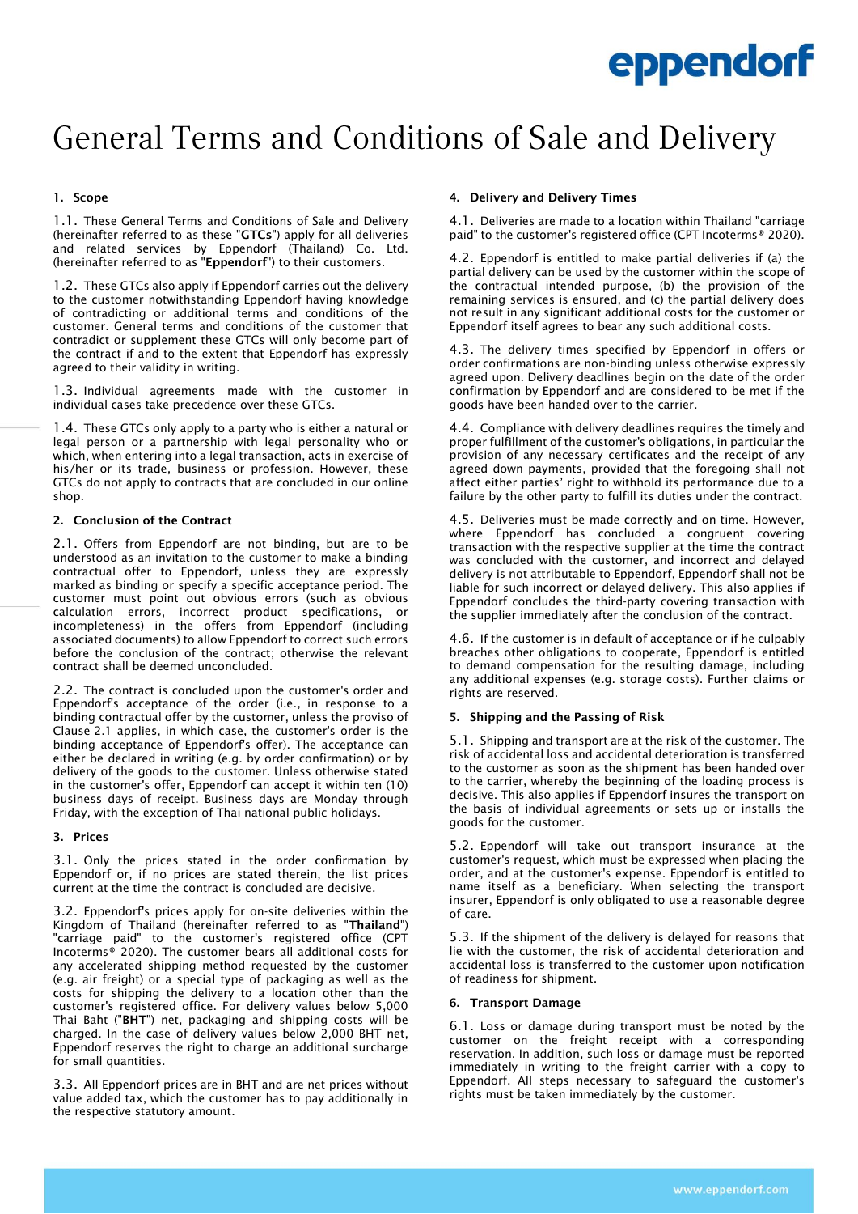# General Terms and Conditions of Sale and Delivery

## 1. Scope

1.1. These General Terms and Conditions of Sale and Delivery (hereinafter referred to as these "**GTCs**") apply for all deliveries and related services by Eppendorf (Thailand) Co. Ltd. (hereinafter referred to as "**Eppendorf**") to their customers.

1.2. These GTCs also apply if Eppendorf carries out the delivery to the customer notwithstanding Eppendorf having knowledge of contradicting or additional terms and conditions of the customer. General terms and conditions of the customer that contradict or supplement these GTCs will only become part of the contract if and to the extent that Eppendorf has expressly agreed to their validity in writing.

1.3. Individual agreements made with the customer in individual cases take precedence over these GTCs.

1.4. These GTCs only apply to a party who is either a natural or legal person or a partnership with legal personality who or which, when entering into a legal transaction, acts in exercise of his/her or its trade, business or profession. However, these GTCs do not apply to contracts that are concluded in our online shop.

## 2. Conclusion of the Contract

2.1. Offers from Eppendorf are not binding, but are to be understood as an invitation to the customer to make a binding contractual offer to Eppendorf, unless they are expressly marked as binding or specify a specific acceptance period. The customer must point out obvious errors (such as obvious calculation errors, incorrect product specifications, or incompleteness) in the offers from Eppendorf (including associated documents) to allow Eppendorf to correct such errors before the conclusion of the contract; otherwise the relevant contract shall be deemed unconcluded.

2.2. The contract is concluded upon the customer's order and Eppendorf's acceptance of the order (i.e., in response to a binding contractual offer by the customer, unless the proviso of Clause 2.1 applies, in which case, the customer's order is the binding acceptance of Eppendorf's offer). The acceptance can either be declared in writing (e.g. by order confirmation) or by delivery of the goods to the customer. Unless otherwise stated in the customer's offer, Eppendorf can accept it within ten (10) business days of receipt. Business days are Monday through Friday, with the exception of Thai national public holidays.

## 3. Prices

3.1. Only the prices stated in the order confirmation by Eppendorf or, if no prices are stated therein, the list prices current at the time the contract is concluded are decisive.

3.2. Eppendorf's prices apply for on-site deliveries within the Kingdom of Thailand (hereinafter referred to as "**Thailand**") "carriage paid" to the customer's registered office (CPT Incoterms® 2020). The customer bears all additional costs for any accelerated shipping method requested by the customer (e.g. air freight) or a special type of packaging as well as the costs for shipping the delivery to a location other than the customer's registered office. For delivery values below 5,000 Thai Baht ("**BHT**") net, packaging and shipping costs will be charged. In the case of delivery values below 2,000 BHT net, Eppendorf reserves the right to charge an additional surcharge for small quantities.

3.3. All Eppendorf prices are in BHT and are net prices without value added tax, which the customer has to pay additionally in the respective statutory amount.

## 4. Delivery and Delivery Times

4.1. Deliveries are made to a location within Thailand "carriage paid" to the customer's registered office (CPT Incoterms® 2020).

4.2. Eppendorf is entitled to make partial deliveries if (a) the partial delivery can be used by the customer within the scope of the contractual intended purpose, (b) the provision of the remaining services is ensured, and (c) the partial delivery does not result in any significant additional costs for the customer or Eppendorf itself agrees to bear any such additional costs.

4.3. The delivery times specified by Eppendorf in offers or order confirmations are non-binding unless otherwise expressly agreed upon. Delivery deadlines begin on the date of the order confirmation by Eppendorf and are considered to be met if the goods have been handed over to the carrier.

4.4. Compliance with delivery deadlines requires the timely and proper fulfillment of the customer's obligations, in particular the provision of any necessary certificates and the receipt of any agreed down payments, provided that the foregoing shall not affect either parties' right to withhold its performance due to a failure by the other party to fulfill its duties under the contract.

4.5. Deliveries must be made correctly and on time. However, where Eppendorf has concluded a congruent covering transaction with the respective supplier at the time the contract was concluded with the customer, and incorrect and delayed delivery is not attributable to Eppendorf, Eppendorf shall not be liable for such incorrect or delayed delivery. This also applies if Eppendorf concludes the third-party covering transaction with the supplier immediately after the conclusion of the contract.

4.6. If the customer is in default of acceptance or if he culpably breaches other obligations to cooperate, Eppendorf is entitled to demand compensation for the resulting damage, including any additional expenses (e.g. storage costs). Further claims or rights are reserved.

## 5. Shipping and the Passing of Risk

5.1. Shipping and transport are at the risk of the customer. The risk of accidental loss and accidental deterioration is transferred to the customer as soon as the shipment has been handed over to the carrier, whereby the beginning of the loading process is decisive. This also applies if Eppendorf insures the transport on the basis of individual agreements or sets up or installs the goods for the customer.

5.2. Eppendorf will take out transport insurance at the customer's request, which must be expressed when placing the order, and at the customer's expense. Eppendorf is entitled to name itself as a beneficiary. When selecting the transport insurer, Eppendorf is only obligated to use a reasonable degree of care.

5.3. If the shipment of the delivery is delayed for reasons that lie with the customer, the risk of accidental deterioration and accidental loss is transferred to the customer upon notification of readiness for shipment.

## 6. Transport Damage

6.1. Loss or damage during transport must be noted by the customer on the freight receipt with a corresponding reservation. In addition, such loss or damage must be reported immediately in writing to the freight carrier with a copy to Eppendorf. All steps necessary to safeguard the customer's rights must be taken immediately by the customer.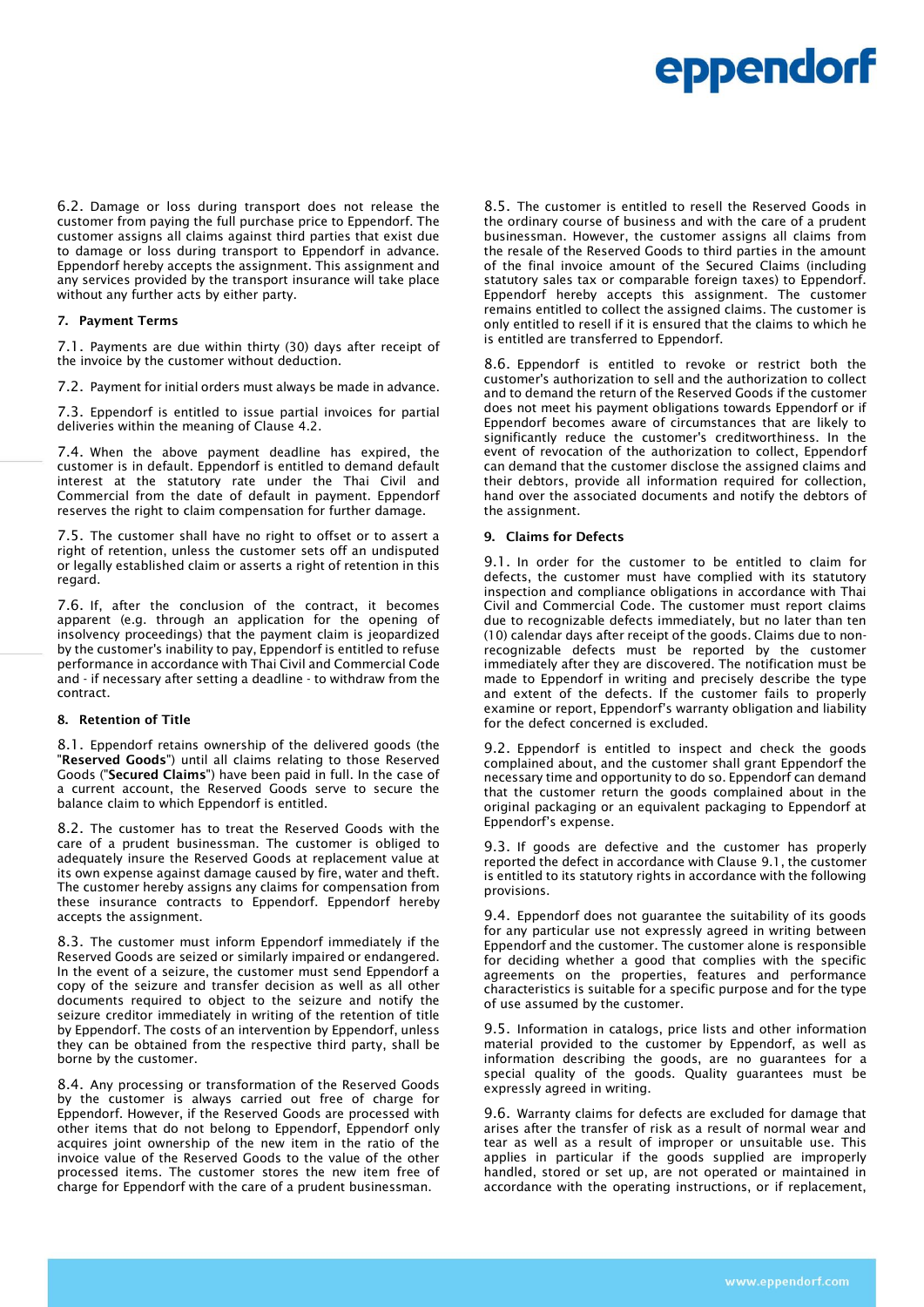6.2. Damage or loss during transport does not release the customer from paying the full purchase price to Eppendorf. The customer assigns all claims against third parties that exist due to damage or loss during transport to Eppendorf in advance. Eppendorf hereby accepts the assignment. This assignment and any services provided by the transport insurance will take place without any further acts by either party.

## 7. Payment Terms

7.1. Payments are due within thirty (30) days after receipt of the invoice by the customer without deduction.

7.2. Payment for initial orders must always be made in advance.

7.3. Eppendorf is entitled to issue partial invoices for partial deliveries within the meaning of Clause 4.2.

7.4. When the above payment deadline has expired, the customer is in default. Eppendorf is entitled to demand default interest at the statutory rate under the Thai Civil and Commercial from the date of default in payment. Eppendorf reserves the right to claim compensation for further damage.

7.5. The customer shall have no right to offset or to assert a right of retention, unless the customer sets off an undisputed or legally established claim or asserts a right of retention in this regard.

7.6. If, after the conclusion of the contract, it becomes apparent (e.g. through an application for the opening of insolvency proceedings) that the payment claim is jeopardized by the customer's inability to pay, Eppendorf is entitled to refuse performance in accordance with Thai Civil and Commercial Code and - if necessary after setting a deadline - to withdraw from the contract.

## 8. Retention of Title

8.1. Eppendorf retains ownership of the delivered goods (the "**Reserved Goods**") until all claims relating to those Reserved Goods ("**Secured Claims**") have been paid in full. In the case of a current account, the Reserved Goods serve to secure the balance claim to which Eppendorf is entitled.

8.2. The customer has to treat the Reserved Goods with the care of a prudent businessman. The customer is obliged to adequately insure the Reserved Goods at replacement value at its own expense against damage caused by fire, water and theft. The customer hereby assigns any claims for compensation from these insurance contracts to Eppendorf. Eppendorf hereby accepts the assignment.

8.3. The customer must inform Eppendorf immediately if the Reserved Goods are seized or similarly impaired or endangered. In the event of a seizure, the customer must send Eppendorf a copy of the seizure and transfer decision as well as all other documents required to object to the seizure and notify the seizure creditor immediately in writing of the retention of title by Eppendorf. The costs of an intervention by Eppendorf, unless they can be obtained from the respective third party, shall be borne by the customer.

8.4. Any processing or transformation of the Reserved Goods by the customer is always carried out free of charge for Eppendorf. However, if the Reserved Goods are processed with other items that do not belong to Eppendorf, Eppendorf only acquires joint ownership of the new item in the ratio of the invoice value of the Reserved Goods to the value of the other processed items. The customer stores the new item free of charge for Eppendorf with the care of a prudent businessman.

8.5. The customer is entitled to resell the Reserved Goods in the ordinary course of business and with the care of a prudent businessman. However, the customer assigns all claims from the resale of the Reserved Goods to third parties in the amount of the final invoice amount of the Secured Claims (including statutory sales tax or comparable foreign taxes) to Eppendorf. Eppendorf hereby accepts this assignment. The customer remains entitled to collect the assigned claims. The customer is only entitled to resell if it is ensured that the claims to which he is entitled are transferred to Eppendorf.

8.6. Eppendorf is entitled to revoke or restrict both the customer's authorization to sell and the authorization to collect and to demand the return of the Reserved Goods if the customer does not meet his payment obligations towards Eppendorf or if Eppendorf becomes aware of circumstances that are likely to significantly reduce the customer's creditworthiness. In the event of revocation of the authorization to collect, Eppendorf can demand that the customer disclose the assigned claims and their debtors, provide all information required for collection, hand over the associated documents and notify the debtors of the assignment.

## 9. Claims for Defects

9.1. In order for the customer to be entitled to claim for defects, the customer must have complied with its statutory inspection and compliance obligations in accordance with Thai Civil and Commercial Code. The customer must report claims due to recognizable defects immediately, but no later than ten (10) calendar days after receipt of the goods. Claims due to non-recognizable defects must be reported by the customer immediately after they are discovered. The notification must be made to Eppendorf in writing and precisely describe the type and extent of the defects. If the customer fails to properly examine or report, Eppendorf's warranty obligation and liability for the defect concerned is excluded.

9.2. Eppendorf is entitled to inspect and check the goods complained about, and the customer shall grant Eppendorf the necessary time and opportunity to do so. Eppendorf can demand that the customer return the goods complained about in the original packaging or an equivalent packaging to Eppendorf at Eppendorf's expense.

9.3. If goods are defective and the customer has properly reported the defect in accordance with Clause 9.1, the customer is entitled to its statutory rights in accordance with the following provisions.

9.4. Eppendorf does not guarantee the suitability of its goods for any particular use not expressly agreed in writing between Eppendorf and the customer. The customer alone is responsible for deciding whether a good that complies with the specific agreements on the properties, features and performance characteristics is suitable for a specific purpose and for the type of use assumed by the customer.

9.5. Information in catalogs, price lists and other information material provided to the customer by Eppendorf, as well as information describing the goods, are no guarantees for a special quality of the goods. Quality guarantees must be expressly agreed in writing.

9.6. Warranty claims for defects are excluded for damage that arises after the transfer of risk as a result of normal wear and tear as well as a result of improper or unsuitable use. This applies in particular if the goods supplied are improperly handled, stored or set up, are not operated or maintained in accordance with the operating instructions, or if replacement,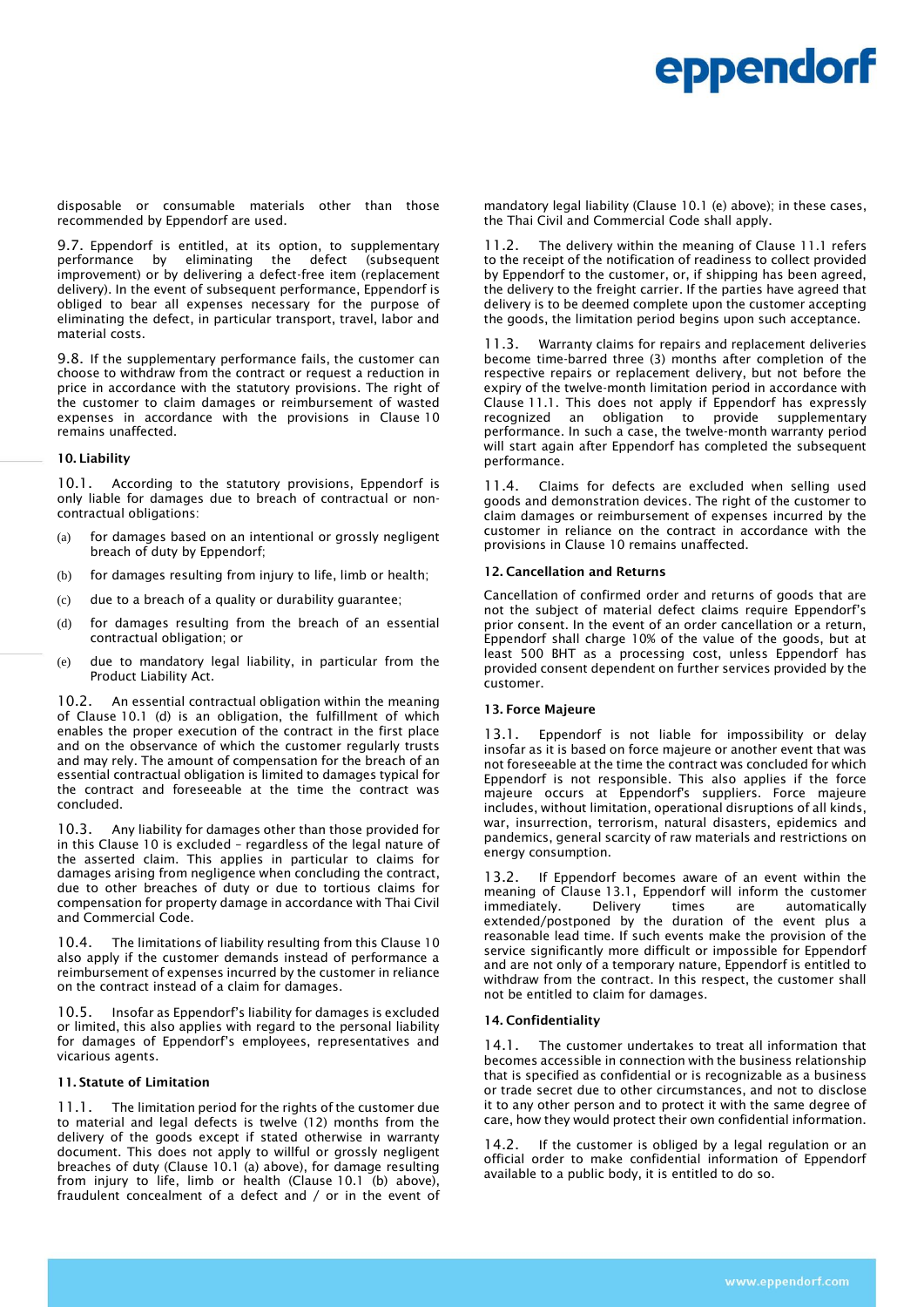disposable or consumable materials other than those recommended by Eppendorf are used.

9.7. Eppendorf is entitled, at its option, to supplementary performance by eliminating the defect (subsequent improvement) or by delivering a defect-free item (replacement delivery). In the event of subsequent performance, Eppendorf is obliged to bear all expenses necessary for the purpose of eliminating the defect, in particular transport, travel, labor and material costs.

9.8. If the supplementary performance fails, the customer can choose to withdraw from the contract or request a reduction in price in accordance with the statutory provisions. The right of the customer to claim damages or reimbursement of wasted expenses in accordance with the provisions in Clause 10 remains unaffected.

**10. Liability**

10.1. According to the statutory provisions, Eppendorf is only liable for damages due to breach of contractual or non-contractual obligations:

(a) for damages based on an intentional or grossly negligent breach of duty by Eppendorf;

(b) for damages resulting from injury to life, limb or health;

(c) due to a breach of a quality or durability guarantee;

(d) for damages resulting from the breach of an essential contractual obligation; or

(e) due to mandatory legal liability, in particular from the Product Liability Act.

10.2. An essential contractual obligation within the meaning of Clause 10.1 (d) is an obligation, the fulfillment of which enables the proper execution of the contract in the first place and on the observance of which the customer regularly trusts and may rely. The amount of compensation for the breach of an essential contractual obligation is limited to damages typical for the contract and foreseeable at the time the contract was concluded.

10.3. Any liability for damages other than those provided for in this Clause 10 is excluded – regardless of the legal nature of the asserted claim. This applies in particular to claims for damages arising from negligence when concluding the contract, due to other breaches of duty or due to tortious claims for compensation for property damage in accordance with Thai Civil and Commercial Code.

10.4. The limitations of liability resulting from this Clause 10 also apply if the customer demands instead of performance a reimbursement of expenses incurred by the customer in reliance on the contract instead of a claim for damages.

10.5. Insofar as Eppendorf's liability for damages is excluded or limited, this also applies with regard to the personal liability for damages of Eppendorf's employees, representatives and vicarious agents.

**11. Statute of Limitation**

11.1. The limitation period for the rights of the customer due to material and legal defects is twelve (12) months from the delivery of the goods except if stated otherwise in warranty document. This does not apply to willful or grossly negligent breaches of duty (Clause 10.1 (a) above), for damage resulting from injury to life, limb or health (Clause 10.1 (b) above), fraudulent concealment of a defect and / or in the event of mandatory legal liability (Clause 10.1 (e) above); in these cases, the Thai Civil and Commercial Code shall apply.

11.2. The delivery within the meaning of Clause 11.1 refers to the receipt of the notification of readiness to collect provided by Eppendorf to the customer, or, if shipping has been agreed, the delivery to the freight carrier. If the parties have agreed that delivery is to be deemed complete upon the customer accepting the goods, the limitation period begins upon such acceptance.

11.3. Warranty claims for repairs and replacement deliveries become time-barred three (3) months after completion of the respective repairs or replacement delivery, but not before the expiry of the twelve-month limitation period in accordance with Clause 11.1. This does not apply if Eppendorf has expressly recognized an obligation to provide supplementary performance. In such a case, the twelve-month warranty period will start again after Eppendorf has completed the subsequent performance.

11.4. Claims for defects are excluded when selling used goods and demonstration devices. The right of the customer to claim damages or reimbursement of expenses incurred by the customer in reliance on the contract in accordance with the provisions in Clause 10 remains unaffected.

**12. Cancellation and Returns**

Cancellation of confirmed order and returns of goods that are not the subject of material defect claims require Eppendorf's prior consent. In the event of an order cancellation or a return, Eppendorf shall charge 10% of the value of the goods, but at least 500 BHT as a processing cost, unless Eppendorf has provided consent dependent on further services provided by the customer.

**13. Force Majeure**

13.1. Eppendorf is not liable for impossibility or delay insofar as it is based on force majeure or another event that was not foreseeable at the time the contract was concluded for which Eppendorf is not responsible. This also applies if the force majeure occurs at Eppendorf's suppliers. Force majeure includes, without limitation, operational disruptions of all kinds, war, insurrection, terrorism, natural disasters, epidemics and pandemics, general scarcity of raw materials and restrictions on energy consumption.

13.2. If Eppendorf becomes aware of an event within the meaning of Clause 13.1, Eppendorf will inform the customer immediately. Delivery times are automatically extended/postponed by the duration of the event plus a reasonable lead time. If such events make the provision of the service significantly more difficult or impossible for Eppendorf and are not only of a temporary nature, Eppendorf is entitled to withdraw from the contract. In this respect, the customer shall not be entitled to claim for damages.

**14. Confidentiality**

14.1. The customer undertakes to treat all information that becomes accessible in connection with the business relationship that is specified as confidential or is recognizable as a business or trade secret due to other circumstances, and not to disclose it to any other person and to protect it with the same degree of care, how they would protect their own confidential information.

14.2. If the customer is obliged by a legal regulation or an official order to make confidential information of Eppendorf available to a public body, it is entitled to do so.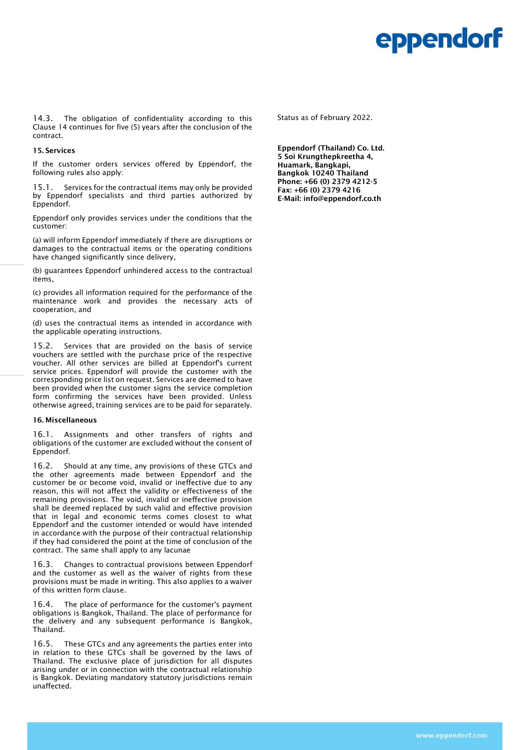14.3. The obligation of confidentiality according to this Clause 14 continues for five (5) years after the conclusion of the contract.

**15. Services**

If the customer orders services offered by Eppendorf, the following rules also apply:

15.1. Services for the contractual items may only be provided by Eppendorf specialists and third parties authorized by Eppendorf.

Eppendorf only provides services under the conditions that the customer:

(a) will inform Eppendorf immediately if there are disruptions or damages to the contractual items or the operating conditions have changed significantly since delivery,

(b) guarantees Eppendorf unhindered access to the contractual items,

(c) provides all information required for the performance of the maintenance work and provides the necessary acts of cooperation, and

(d) uses the contractual items as intended in accordance with the applicable operating instructions.

15.2. Services that are provided on the basis of service vouchers are settled with the purchase price of the respective voucher. All other services are billed at Eppendorf's current service prices. Eppendorf will provide the customer with the corresponding price list on request. Services are deemed to have been provided when the customer signs the service completion form confirming the services have been provided. Unless otherwise agreed, training services are to be paid for separately.

**16. Miscellaneous**

16.1. Assignments and other transfers of rights and obligations of the customer are excluded without the consent of Eppendorf.

16.2. Should at any time, any provisions of these GTCs and the other agreements made between Eppendorf and the customer be or become void, invalid or ineffective due to any reason, this will not affect the validity or effectiveness of the remaining provisions. The void, invalid or ineffective provision shall be deemed replaced by such valid and effective provision that in legal and economic terms comes closest to what Eppendorf and the customer intended or would have intended in accordance with the purpose of their contractual relationship if they had considered the point at the time of conclusion of the contract. The same shall apply to any lacunae

16.3. Changes to contractual provisions between Eppendorf and the customer as well as the waiver of rights from these provisions must be made in writing. This also applies to a waiver of this written form clause.

16.4. The place of performance for the customer's payment obligations is Bangkok, Thailand. The place of performance for the delivery and any subsequent performance is Bangkok, Thailand.

16.5. These GTCs and any agreements the parties enter into in relation to these GTCs shall be governed by the laws of Thailand. The exclusive place of jurisdiction for all disputes arising under or in connection with the contractual relationship is Bangkok. Deviating mandatory statutory jurisdictions remain unaffected.

Status as of February 2022.

**Eppendorf (Thailand) Co. Ltd.**
**5 Soi Krungthepkreetha 4,**
**Huamark, Bangkapi,**
**Bangkok 10240 Thailand**
**Phone: +66 (0) 2379 4212-5**
**Fax: +66 (0) 2379 4216**
**E-Mail: info@eppendorf.co.th**